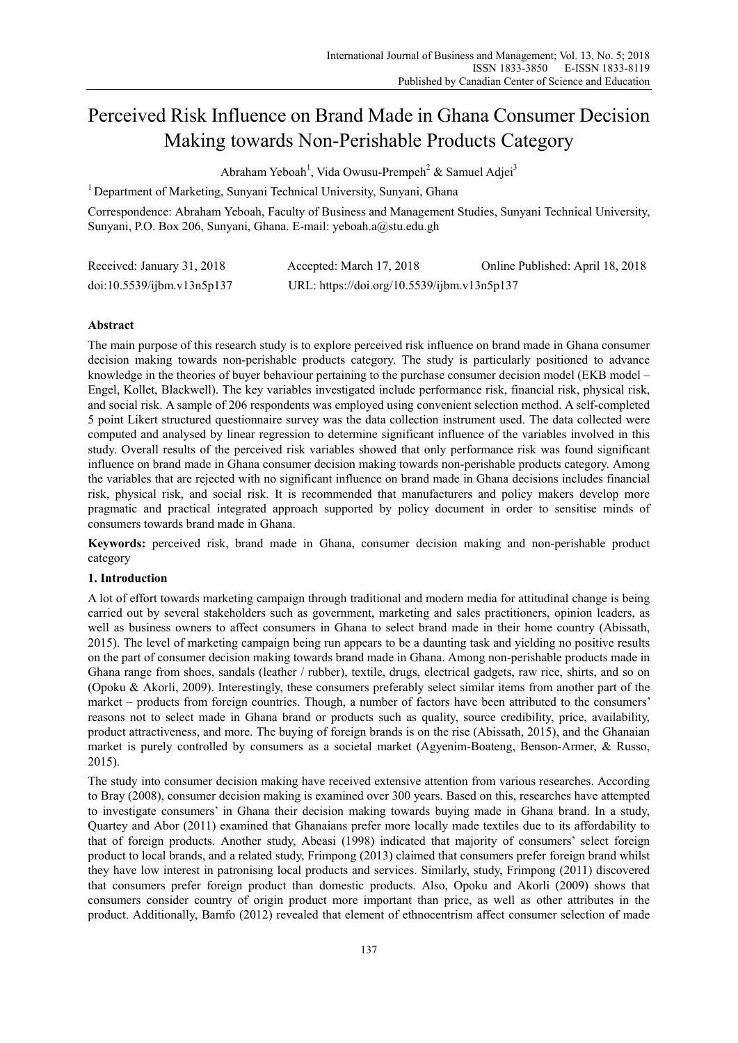# Perceived Risk Influence on Brand Made in Ghana Consumer Decision Making towards Non-Perishable Products Category

Abraham Yeboah[1], Vida Owusu-Prempeh[2] & Samuel Adjei[3]

[1] Department of Marketing, Sunyani Technical University, Sunyani, Ghana

Correspondence: Abraham Yeboah, Faculty of Business and Management Studies, Sunyani Technical University, Sunyani, P.O. Box 206, Sunyani, Ghana. E-mail: yeboah.a@stu.edu.gh

| Received: January 31, 2018 | Accepted: March 17, 2018 | Online Published: April 18, 2018 |
|---|---|---|
| doi:10.5539/ijbm.v13n5p137 | URL: https://doi.org/10.5539/ijbm.v13n5p137 | |

## Abstract

The main purpose of this research study is to explore perceived risk influence on brand made in Ghana consumer decision making towards non-perishable products category. The study is particularly positioned to advance knowledge in the theories of buyer behaviour pertaining to the purchase consumer decision model (EKB model – Engel, Kollet, Blackwell). The key variables investigated include performance risk, financial risk, physical risk, and social risk. A sample of 206 respondents was employed using convenient selection method. A self-completed 5 point Likert structured questionnaire survey was the data collection instrument used. The data collected were computed and analysed by linear regression to determine significant influence of the variables involved in this study. Overall results of the perceived risk variables showed that only performance risk was found significant influence on brand made in Ghana consumer decision making towards non-perishable products category. Among the variables that are rejected with no significant influence on brand made in Ghana decisions includes financial risk, physical risk, and social risk. It is recommended that manufacturers and policy makers develop more pragmatic and practical integrated approach supported by policy document in order to sensitise minds of consumers towards brand made in Ghana.

**Keywords:** perceived risk, brand made in Ghana, consumer decision making and non-perishable product category

## 1. Introduction

A lot of effort towards marketing campaign through traditional and modern media for attitudinal change is being carried out by several stakeholders such as government, marketing and sales practitioners, opinion leaders, as well as business owners to affect consumers in Ghana to select brand made in their home country (Abissath, 2015). The level of marketing campaign being run appears to be a daunting task and yielding no positive results on the part of consumer decision making towards brand made in Ghana. Among non-perishable products made in Ghana range from shoes, sandals (leather / rubber), textile, drugs, electrical gadgets, raw rice, shirts, and so on (Opoku & Akorli, 2009). Interestingly, these consumers preferably select similar items from another part of the market – products from foreign countries. Though, a number of factors have been attributed to the consumers' reasons not to select made in Ghana brand or products such as quality, source credibility, price, availability, product attractiveness, and more. The buying of foreign brands is on the rise (Abissath, 2015), and the Ghanaian market is purely controlled by consumers as a societal market (Agyenim-Boateng, Benson-Armer, & Russo, 2015).

The study into consumer decision making have received extensive attention from various researches. According to Bray (2008), consumer decision making is examined over 300 years. Based on this, researches have attempted to investigate consumers' in Ghana their decision making towards buying made in Ghana brand. In a study, Quartey and Abor (2011) examined that Ghanaians prefer more locally made textiles due to its affordability to that of foreign products. Another study, Abeasi (1998) indicated that majority of consumers' select foreign product to local brands, and a related study, Frimpong (2013) claimed that consumers prefer foreign brand whilst they have low interest in patronising local products and services. Similarly, study, Frimpong (2011) discovered that consumers prefer foreign product than domestic products. Also, Opoku and Akorli (2009) shows that consumers consider country of origin product more important than price, as well as other attributes in the product. Additionally, Bamfo (2012) revealed that element of ethnocentrism affect consumer selection of made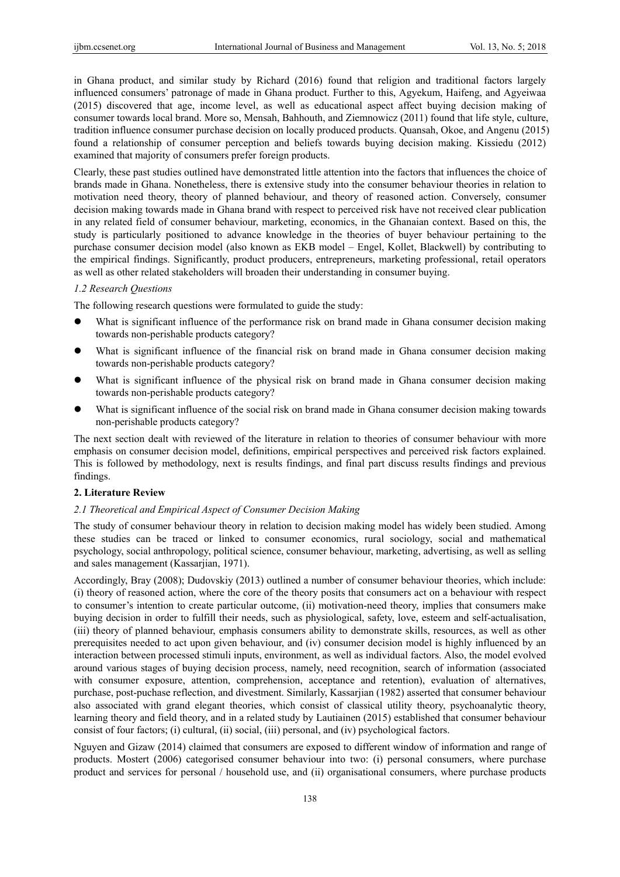in Ghana product, and similar study by Richard (2016) found that religion and traditional factors largely influenced consumers' patronage of made in Ghana product. Further to this, Agyekum, Haifeng, and Agyeiwaa (2015) discovered that age, income level, as well as educational aspect affect buying decision making of consumer towards local brand. More so, Mensah, Bahhouth, and Ziemnowicz (2011) found that life style, culture, tradition influence consumer purchase decision on locally produced products. Quansah, Okoe, and Angenu (2015) found a relationship of consumer perception and beliefs towards buying decision making. Kissiedu (2012) examined that majority of consumers prefer foreign products.

Clearly, these past studies outlined have demonstrated little attention into the factors that influences the choice of brands made in Ghana. Nonetheless, there is extensive study into the consumer behaviour theories in relation to motivation need theory, theory of planned behaviour, and theory of reasoned action. Conversely, consumer decision making towards made in Ghana brand with respect to perceived risk have not received clear publication in any related field of consumer behaviour, marketing, economics, in the Ghanaian context. Based on this, the study is particularly positioned to advance knowledge in the theories of buyer behaviour pertaining to the purchase consumer decision model (also known as EKB model – Engel, Kollet, Blackwell) by contributing to the empirical findings. Significantly, product producers, entrepreneurs, marketing professional, retail operators as well as other related stakeholders will broaden their understanding in consumer buying.

### *1.2 Research Questions*

The following research questions were formulated to guide the study:

- What is significant influence of the performance risk on brand made in Ghana consumer decision making towards non-perishable products category?
- What is significant influence of the financial risk on brand made in Ghana consumer decision making towards non-perishable products category?
- What is significant influence of the physical risk on brand made in Ghana consumer decision making towards non-perishable products category?
- What is significant influence of the social risk on brand made in Ghana consumer decision making towards non-perishable products category?

The next section dealt with reviewed of the literature in relation to theories of consumer behaviour with more emphasis on consumer decision model, definitions, empirical perspectives and perceived risk factors explained. This is followed by methodology, next is results findings, and final part discuss results findings and previous findings.

## **2. Literature Review**

### *2.1 Theoretical and Empirical Aspect of Consumer Decision Making*

The study of consumer behaviour theory in relation to decision making model has widely been studied. Among these studies can be traced or linked to consumer economics, rural sociology, social and mathematical psychology, social anthropology, political science, consumer behaviour, marketing, advertising, as well as selling and sales management (Kassarjian, 1971).

Accordingly, Bray (2008); Dudovskiy (2013) outlined a number of consumer behaviour theories, which include: (i) theory of reasoned action, where the core of the theory posits that consumers act on a behaviour with respect to consumer's intention to create particular outcome, (ii) motivation-need theory, implies that consumers make buying decision in order to fulfill their needs, such as physiological, safety, love, esteem and self-actualisation, (iii) theory of planned behaviour, emphasis consumers ability to demonstrate skills, resources, as well as other prerequisites needed to act upon given behaviour, and (iv) consumer decision model is highly influenced by an interaction between processed stimuli inputs, environment, as well as individual factors. Also, the model evolved around various stages of buying decision process, namely, need recognition, search of information (associated with consumer exposure, attention, comprehension, acceptance and retention), evaluation of alternatives, purchase, post-puchase reflection, and divestment. Similarly, Kassarjian (1982) asserted that consumer behaviour also associated with grand elegant theories, which consist of classical utility theory, psychoanalytic theory, learning theory and field theory, and in a related study by Lautiainen (2015) established that consumer behaviour consist of four factors; (i) cultural, (ii) social, (iii) personal, and (iv) psychological factors.

Nguyen and Gizaw (2014) claimed that consumers are exposed to different window of information and range of products. Mostert (2006) categorised consumer behaviour into two: (i) personal consumers, where purchase product and services for personal / household use, and (ii) organisational consumers, where purchase products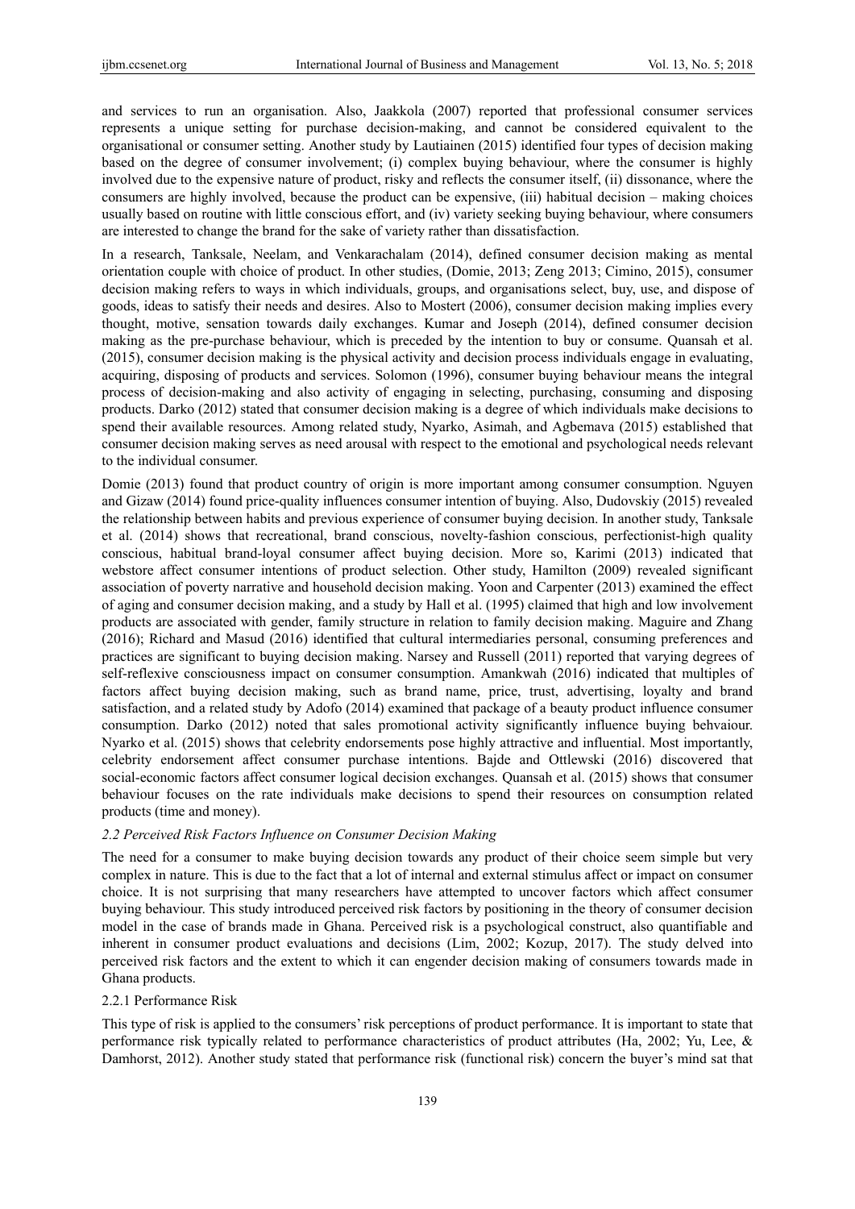and services to run an organisation. Also, Jaakkola (2007) reported that professional consumer services represents a unique setting for purchase decision-making, and cannot be considered equivalent to the organisational or consumer setting. Another study by Lautiainen (2015) identified four types of decision making based on the degree of consumer involvement; (i) complex buying behaviour, where the consumer is highly involved due to the expensive nature of product, risky and reflects the consumer itself, (ii) dissonance, where the consumers are highly involved, because the product can be expensive, (iii) habitual decision – making choices usually based on routine with little conscious effort, and (iv) variety seeking buying behaviour, where consumers are interested to change the brand for the sake of variety rather than dissatisfaction.

In a research, Tanksale, Neelam, and Venkarachalam (2014), defined consumer decision making as mental orientation couple with choice of product. In other studies, (Domie, 2013; Zeng 2013; Cimino, 2015), consumer decision making refers to ways in which individuals, groups, and organisations select, buy, use, and dispose of goods, ideas to satisfy their needs and desires. Also to Mostert (2006), consumer decision making implies every thought, motive, sensation towards daily exchanges. Kumar and Joseph (2014), defined consumer decision making as the pre-purchase behaviour, which is preceded by the intention to buy or consume. Quansah et al. (2015), consumer decision making is the physical activity and decision process individuals engage in evaluating, acquiring, disposing of products and services. Solomon (1996), consumer buying behaviour means the integral process of decision-making and also activity of engaging in selecting, purchasing, consuming and disposing products. Darko (2012) stated that consumer decision making is a degree of which individuals make decisions to spend their available resources. Among related study, Nyarko, Asimah, and Agbemava (2015) established that consumer decision making serves as need arousal with respect to the emotional and psychological needs relevant to the individual consumer.

Domie (2013) found that product country of origin is more important among consumer consumption. Nguyen and Gizaw (2014) found price-quality influences consumer intention of buying. Also, Dudovskiy (2015) revealed the relationship between habits and previous experience of consumer buying decision. In another study, Tanksale et al. (2014) shows that recreational, brand conscious, novelty-fashion conscious, perfectionist-high quality conscious, habitual brand-loyal consumer affect buying decision. More so, Karimi (2013) indicated that webstore affect consumer intentions of product selection. Other study, Hamilton (2009) revealed significant association of poverty narrative and household decision making. Yoon and Carpenter (2013) examined the effect of aging and consumer decision making, and a study by Hall et al. (1995) claimed that high and low involvement products are associated with gender, family structure in relation to family decision making. Maguire and Zhang (2016); Richard and Masud (2016) identified that cultural intermediaries personal, consuming preferences and practices are significant to buying decision making. Narsey and Russell (2011) reported that varying degrees of self-reflexive consciousness impact on consumer consumption. Amankwah (2016) indicated that multiples of factors affect buying decision making, such as brand name, price, trust, advertising, loyalty and brand satisfaction, and a related study by Adofo (2014) examined that package of a beauty product influence consumer consumption. Darko (2012) noted that sales promotional activity significantly influence buying behvaiour. Nyarko et al. (2015) shows that celebrity endorsements pose highly attractive and influential. Most importantly, celebrity endorsement affect consumer purchase intentions. Bajde and Ottlewski (2016) discovered that social-economic factors affect consumer logical decision exchanges. Quansah et al. (2015) shows that consumer behaviour focuses on the rate individuals make decisions to spend their resources on consumption related products (time and money).

### *2.2 Perceived Risk Factors Influence on Consumer Decision Making*

The need for a consumer to make buying decision towards any product of their choice seem simple but very complex in nature. This is due to the fact that a lot of internal and external stimulus affect or impact on consumer choice. It is not surprising that many researchers have attempted to uncover factors which affect consumer buying behaviour. This study introduced perceived risk factors by positioning in the theory of consumer decision model in the case of brands made in Ghana. Perceived risk is a psychological construct, also quantifiable and inherent in consumer product evaluations and decisions (Lim, 2002; Kozup, 2017). The study delved into perceived risk factors and the extent to which it can engender decision making of consumers towards made in Ghana products.

#### 2.2.1 Performance Risk

This type of risk is applied to the consumers' risk perceptions of product performance. It is important to state that performance risk typically related to performance characteristics of product attributes (Ha, 2002; Yu, Lee, & Damhorst, 2012). Another study stated that performance risk (functional risk) concern the buyer's mind sat that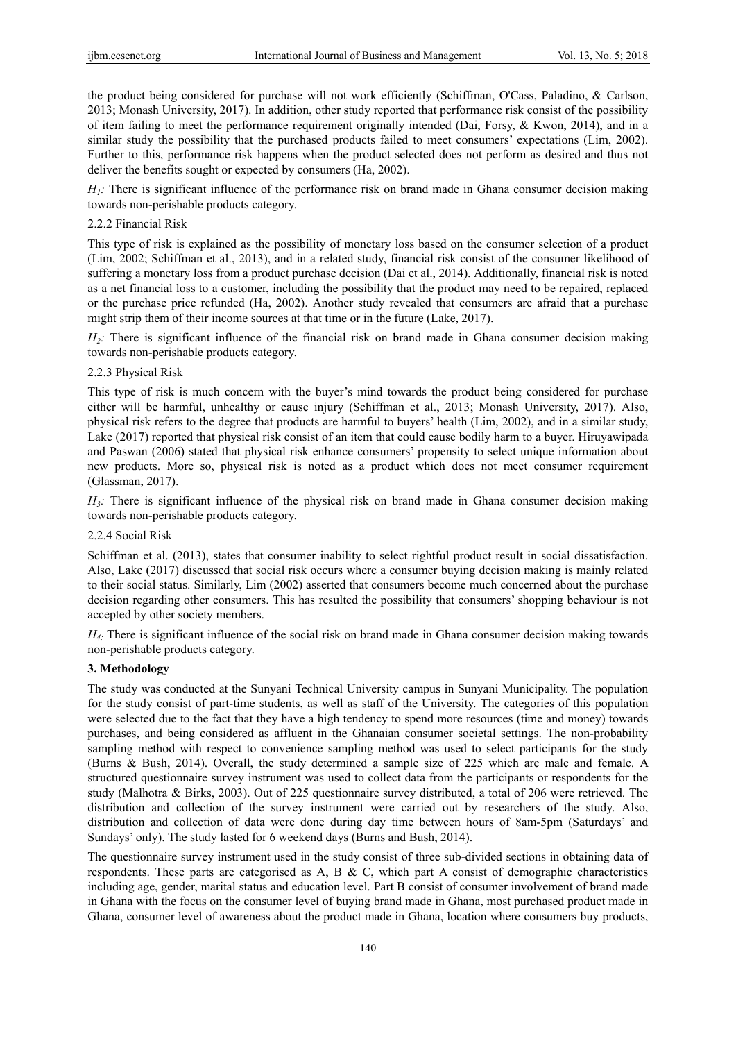the product being considered for purchase will not work efficiently (Schiffman, O'Cass, Paladino, & Carlson, 2013; Monash University, 2017). In addition, other study reported that performance risk consist of the possibility of item failing to meet the performance requirement originally intended (Dai, Forsy, & Kwon, 2014), and in a similar study the possibility that the purchased products failed to meet consumers' expectations (Lim, 2002). Further to this, performance risk happens when the product selected does not perform as desired and thus not deliver the benefits sought or expected by consumers (Ha, 2002).

*$H_1$:* There is significant influence of the performance risk on brand made in Ghana consumer decision making towards non-perishable products category.

#### 2.2.2 Financial Risk

This type of risk is explained as the possibility of monetary loss based on the consumer selection of a product (Lim, 2002; Schiffman et al., 2013), and in a related study, financial risk consist of the consumer likelihood of suffering a monetary loss from a product purchase decision (Dai et al., 2014). Additionally, financial risk is noted as a net financial loss to a customer, including the possibility that the product may need to be repaired, replaced or the purchase price refunded (Ha, 2002). Another study revealed that consumers are afraid that a purchase might strip them of their income sources at that time or in the future (Lake, 2017).

*$H_2$:* There is significant influence of the financial risk on brand made in Ghana consumer decision making towards non-perishable products category.

#### 2.2.3 Physical Risk

This type of risk is much concern with the buyer's mind towards the product being considered for purchase either will be harmful, unhealthy or cause injury (Schiffman et al., 2013; Monash University, 2017). Also, physical risk refers to the degree that products are harmful to buyers' health (Lim, 2002), and in a similar study, Lake (2017) reported that physical risk consist of an item that could cause bodily harm to a buyer. Hiruyawipada and Paswan (2006) stated that physical risk enhance consumers' propensity to select unique information about new products. More so, physical risk is noted as a product which does not meet consumer requirement (Glassman, 2017).

*$H_3$:* There is significant influence of the physical risk on brand made in Ghana consumer decision making towards non-perishable products category.

#### 2.2.4 Social Risk

Schiffman et al. (2013), states that consumer inability to select rightful product result in social dissatisfaction. Also, Lake (2017) discussed that social risk occurs where a consumer buying decision making is mainly related to their social status. Similarly, Lim (2002) asserted that consumers become much concerned about the purchase decision regarding other consumers. This has resulted the possibility that consumers' shopping behaviour is not accepted by other society members.

*$H_4$:* There is significant influence of the social risk on brand made in Ghana consumer decision making towards non-perishable products category.

## 3. Methodology

The study was conducted at the Sunyani Technical University campus in Sunyani Municipality. The population for the study consist of part-time students, as well as staff of the University. The categories of this population were selected due to the fact that they have a high tendency to spend more resources (time and money) towards purchases, and being considered as affluent in the Ghanaian consumer societal settings. The non-probability sampling method with respect to convenience sampling method was used to select participants for the study (Burns & Bush, 2014). Overall, the study determined a sample size of 225 which are male and female. A structured questionnaire survey instrument was used to collect data from the participants or respondents for the study (Malhotra & Birks, 2003). Out of 225 questionnaire survey distributed, a total of 206 were retrieved. The distribution and collection of the survey instrument were carried out by researchers of the study. Also, distribution and collection of data were done during day time between hours of 8am-5pm (Saturdays' and Sundays' only). The study lasted for 6 weekend days (Burns and Bush, 2014).

The questionnaire survey instrument used in the study consist of three sub-divided sections in obtaining data of respondents. These parts are categorised as A, B & C, which part A consist of demographic characteristics including age, gender, marital status and education level. Part B consist of consumer involvement of brand made in Ghana with the focus on the consumer level of buying brand made in Ghana, most purchased product made in Ghana, consumer level of awareness about the product made in Ghana, location where consumers buy products,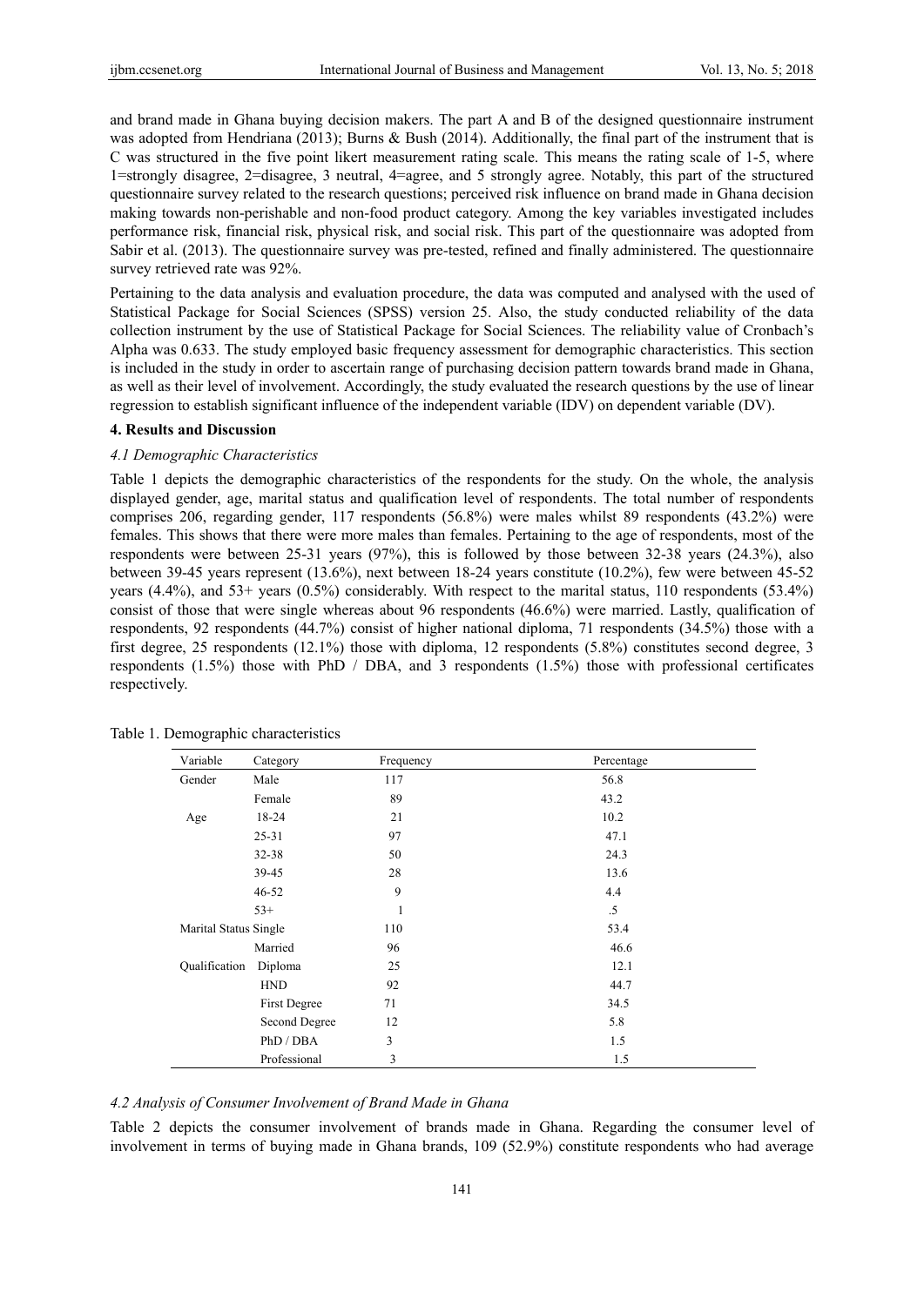and brand made in Ghana buying decision makers. The part A and B of the designed questionnaire instrument was adopted from Hendriana (2013); Burns & Bush (2014). Additionally, the final part of the instrument that is C was structured in the five point likert measurement rating scale. This means the rating scale of 1-5, where 1=strongly disagree, 2=disagree, 3 neutral, 4=agree, and 5 strongly agree. Notably, this part of the structured questionnaire survey related to the research questions; perceived risk influence on brand made in Ghana decision making towards non-perishable and non-food product category. Among the key variables investigated includes performance risk, financial risk, physical risk, and social risk. This part of the questionnaire was adopted from Sabir et al. (2013). The questionnaire survey was pre-tested, refined and finally administered. The questionnaire survey retrieved rate was 92%.

Pertaining to the data analysis and evaluation procedure, the data was computed and analysed with the used of Statistical Package for Social Sciences (SPSS) version 25. Also, the study conducted reliability of the data collection instrument by the use of Statistical Package for Social Sciences. The reliability value of Cronbach's Alpha was 0.633. The study employed basic frequency assessment for demographic characteristics. This section is included in the study in order to ascertain range of purchasing decision pattern towards brand made in Ghana, as well as their level of involvement. Accordingly, the study evaluated the research questions by the use of linear regression to establish significant influence of the independent variable (IDV) on dependent variable (DV).

## 4. Results and Discussion

### *4.1 Demographic Characteristics*

Table 1 depicts the demographic characteristics of the respondents for the study. On the whole, the analysis displayed gender, age, marital status and qualification level of respondents. The total number of respondents comprises 206, regarding gender, 117 respondents (56.8%) were males whilst 89 respondents (43.2%) were females. This shows that there were more males than females. Pertaining to the age of respondents, most of the respondents were between 25-31 years (97%), this is followed by those between 32-38 years (24.3%), also between 39-45 years represent (13.6%), next between 18-24 years constitute (10.2%), few were between 45-52 years (4.4%), and 53+ years (0.5%) considerably. With respect to the marital status, 110 respondents (53.4%) consist of those that were single whereas about 96 respondents (46.6%) were married. Lastly, qualification of respondents, 92 respondents (44.7%) consist of higher national diploma, 71 respondents (34.5%) those with a first degree, 25 respondents (12.1%) those with diploma, 12 respondents (5.8%) constitutes second degree, 3 respondents (1.5%) those with PhD / DBA, and 3 respondents (1.5%) those with professional certificates respectively.

Table 1. Demographic characteristics

| Variable | Category | Frequency | Percentage |
|---|---|---|---|
| Gender | Male | 117 | 56.8 |
| | Female | 89 | 43.2 |
| Age | 18-24 | 21 | 10.2 |
| | 25-31 | 97 | 47.1 |
| | 32-38 | 50 | 24.3 |
| | 39-45 | 28 | 13.6 |
| | 46-52 | 9 | 4.4 |
| | 53+ | 1 | .5 |
| Marital Status | Single | 110 | 53.4 |
| | Married | 96 | 46.6 |
| Qualification | Diploma | 25 | 12.1 |
| | HND | 92 | 44.7 |
| | First Degree | 71 | 34.5 |
| | Second Degree | 12 | 5.8 |
| | PhD / DBA | 3 | 1.5 |
| | Professional | 3 | 1.5 |

### *4.2 Analysis of Consumer Involvement of Brand Made in Ghana*

Table 2 depicts the consumer involvement of brands made in Ghana. Regarding the consumer level of involvement in terms of buying made in Ghana brands, 109 (52.9%) constitute respondents who had average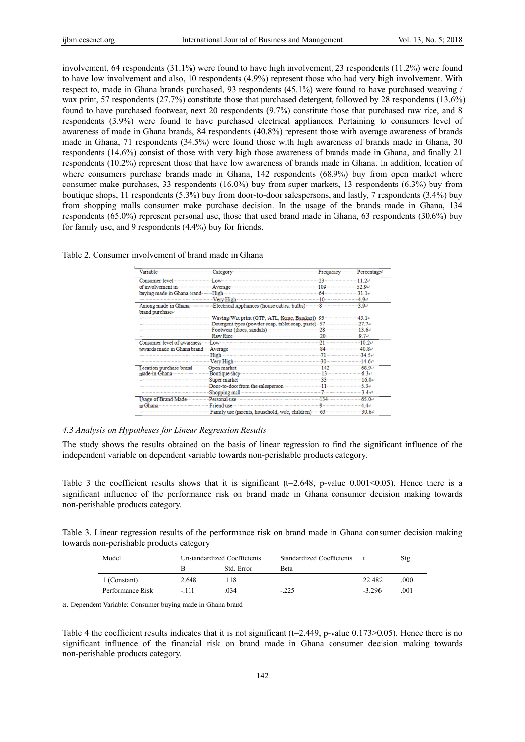involvement, 64 respondents (31.1%) were found to have high involvement, 23 respondents (11.2%) were found to have low involvement and also, 10 respondents (4.9%) represent those who had very high involvement. With respect to, made in Ghana brands purchased, 93 respondents (45.1%) were found to have purchased weaving / wax print, 57 respondents (27.7%) constitute those that purchased detergent, followed by 28 respondents (13.6%) found to have purchased footwear, next 20 respondents (9.7%) constitute those that purchased raw rice, and 8 respondents (3.9%) were found to have purchased electrical appliances. Pertaining to consumers level of awareness of made in Ghana brands, 84 respondents (40.8%) represent those with average awareness of brands made in Ghana, 71 respondents (34.5%) were found those with high awareness of brands made in Ghana, 30 respondents (14.6%) consist of those with very high those awareness of brands made in Ghana, and finally 21 respondents (10.2%) represent those that have low awareness of brands made in Ghana. In addition, location of where consumers purchase brands made in Ghana, 142 respondents (68.9%) buy from open market where consumer make purchases, 33 respondents (16.0%) buy from super markets, 13 respondents (6.3%) buy from boutique shops, 11 respondents (5.3%) buy from door-to-door salespersons, and lastly, 7 respondents (3.4%) buy from shopping malls consumer make purchase decision. In the usage of the brands made in Ghana, 134 respondents (65.0%) represent personal use, those that used brand made in Ghana, 63 respondents (30.6%) buy for family use, and 9 respondents (4.4%) buy for friends.

Table 2. Consumer involvement of brand made in Ghana

| Variable | Category | Frequency | Percentage |
|---|---|---|---|
| Consumer level of involvement in buying made in Ghana brand | Low | 23 | 11.2 |
| | Average | 109 | 52.9 |
| | High | 64 | 31.1 |
| | Very High | 10 | 4.9 |
| Among made in Ghana brand purchase | Electrical Appliances (house cables, bulbs) | 8 | 3.9 |
| | Waving/Wax print (GTP, ATL, Kente, Batakari) | 93 | 45.1 |
| | Detergent types (powder soap, tablet soap, paste) | 57 | 27.7 |
| | Footwear (shoes, sandals) | 28 | 13.6 |
| | Raw Rice | 20 | 9.7 |
| Consumer level of awareness towards made in Ghana brand | Low | 21 | 10.2 |
| | Average | 84 | 40.8 |
| | High | 71 | 34.5 |
| | Very High | 30 | 14.6 |
| Location purchase brand made in Ghana | Open market | 142 | 68.9 |
| | Boutique shop | 13 | 6.3 |
| | Super market | 33 | 16.0 |
| | Door-to-door from the salesperson | 11 | 5.3 |
| | Shopping mall | 7 | 3.4 |
| Usage of Brand Made in Ghana | Personal use | 134 | 65.0 |
| | Friend use | 9 | 4.4 |
| | Family use (parents, household, wife, children) | 63 | 30.6 |

*4.3 Analysis on Hypotheses for Linear Regression Results*

The study shows the results obtained on the basis of linear regression to find the significant influence of the independent variable on dependent variable towards non-perishable products category.

Table 3 the coefficient results shows that it is significant (t=2.648, p-value 0.001<0.05). Hence there is a significant influence of the performance risk on brand made in Ghana consumer decision making towards non-perishable products category.

Table 3. Linear regression results of the performance risk on brand made in Ghana consumer decision making towards non-perishable products category

| Model | Unstandardized Coefficients | | Standardized Coefficients | t | Sig. |
|---|---|---|---|---|---|
| | B | Std. Error | Beta | | |
| 1 (Constant) | 2.648 | .118 | | 22.482 | .000 |
| Performance Risk | -.111 | .034 | -.225 | -3.296 | .001 |

a. Dependent Variable: Consumer buying made in Ghana brand

Table 4 the coefficient results indicates that it is not significant (t=2.449, p-value 0.173>0.05). Hence there is no significant influence of the financial risk on brand made in Ghana consumer decision making towards non-perishable products category.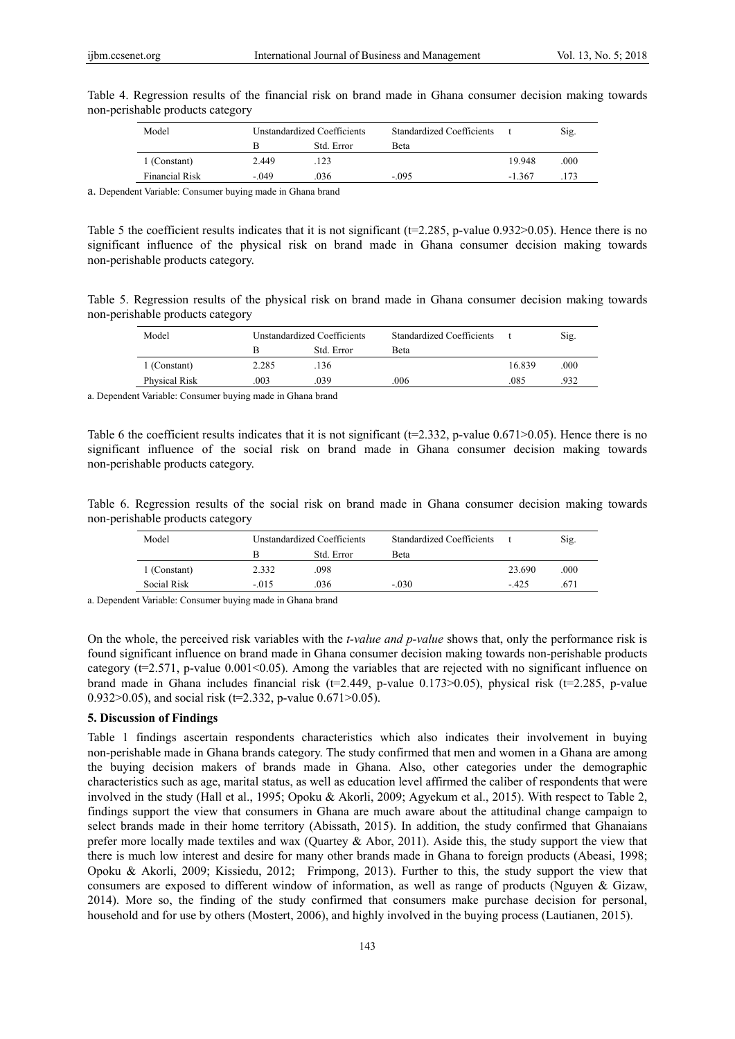Table 4. Regression results of the financial risk on brand made in Ghana consumer decision making towards non-perishable products category

| Model | Unstandardized Coefficients | | Standardized Coefficients | t | Sig. |
|---|---|---|---|---|---|
| | B | Std. Error | Beta | | |
| 1 (Constant) | 2.449 | .123 | | 19.948 | .000 |
| Financial Risk | -.049 | .036 | -.095 | -1.367 | .173 |

a. Dependent Variable: Consumer buying made in Ghana brand

Table 5 the coefficient results indicates that it is not significant (t=2.285, p-value 0.932>0.05). Hence there is no significant influence of the physical risk on brand made in Ghana consumer decision making towards non-perishable products category.

Table 5. Regression results of the physical risk on brand made in Ghana consumer decision making towards non-perishable products category

| Model | Unstandardized Coefficients | | Standardized Coefficients | t | Sig. |
|---|---|---|---|---|---|
| | B | Std. Error | Beta | | |
| 1 (Constant) | 2.285 | .136 | | 16.839 | .000 |
| Physical Risk | .003 | .039 | .006 | .085 | .932 |

a. Dependent Variable: Consumer buying made in Ghana brand

Table 6 the coefficient results indicates that it is not significant (t=2.332, p-value 0.671>0.05). Hence there is no significant influence of the social risk on brand made in Ghana consumer decision making towards non-perishable products category.

Table 6. Regression results of the social risk on brand made in Ghana consumer decision making towards non-perishable products category

| Model | Unstandardized Coefficients | | Standardized Coefficients | t | Sig. |
|---|---|---|---|---|---|
| | B | Std. Error | Beta | | |
| 1 (Constant) | 2.332 | .098 | | 23.690 | .000 |
| Social Risk | -.015 | .036 | -.030 | -.425 | .671 |

a. Dependent Variable: Consumer buying made in Ghana brand

On the whole, the perceived risk variables with the *t-value and p-value* shows that, only the performance risk is found significant influence on brand made in Ghana consumer decision making towards non-perishable products category (t=2.571, p-value 0.001<0.05). Among the variables that are rejected with no significant influence on brand made in Ghana includes financial risk (t=2.449, p-value 0.173>0.05), physical risk (t=2.285, p-value 0.932>0.05), and social risk (t=2.332, p-value 0.671>0.05).

## 5. Discussion of Findings

Table 1 findings ascertain respondents characteristics which also indicates their involvement in buying non-perishable made in Ghana brands category. The study confirmed that men and women in a Ghana are among the buying decision makers of brands made in Ghana. Also, other categories under the demographic characteristics such as age, marital status, as well as education level affirmed the caliber of respondents that were involved in the study (Hall et al., 1995; Opoku & Akorli, 2009; Agyekum et al., 2015). With respect to Table 2, findings support the view that consumers in Ghana are much aware about the attitudinal change campaign to select brands made in their home territory (Abissath, 2015). In addition, the study confirmed that Ghanaians prefer more locally made textiles and wax (Quartey & Abor, 2011). Aside this, the study support the view that there is much low interest and desire for many other brands made in Ghana to foreign products (Abeasi, 1998; Opoku & Akorli, 2009; Kissiedu, 2012; Frimpong, 2013). Further to this, the study support the view that consumers are exposed to different window of information, as well as range of products (Nguyen & Gizaw, 2014). More so, the finding of the study confirmed that consumers make purchase decision for personal, household and for use by others (Mostert, 2006), and highly involved in the buying process (Lautianen, 2015).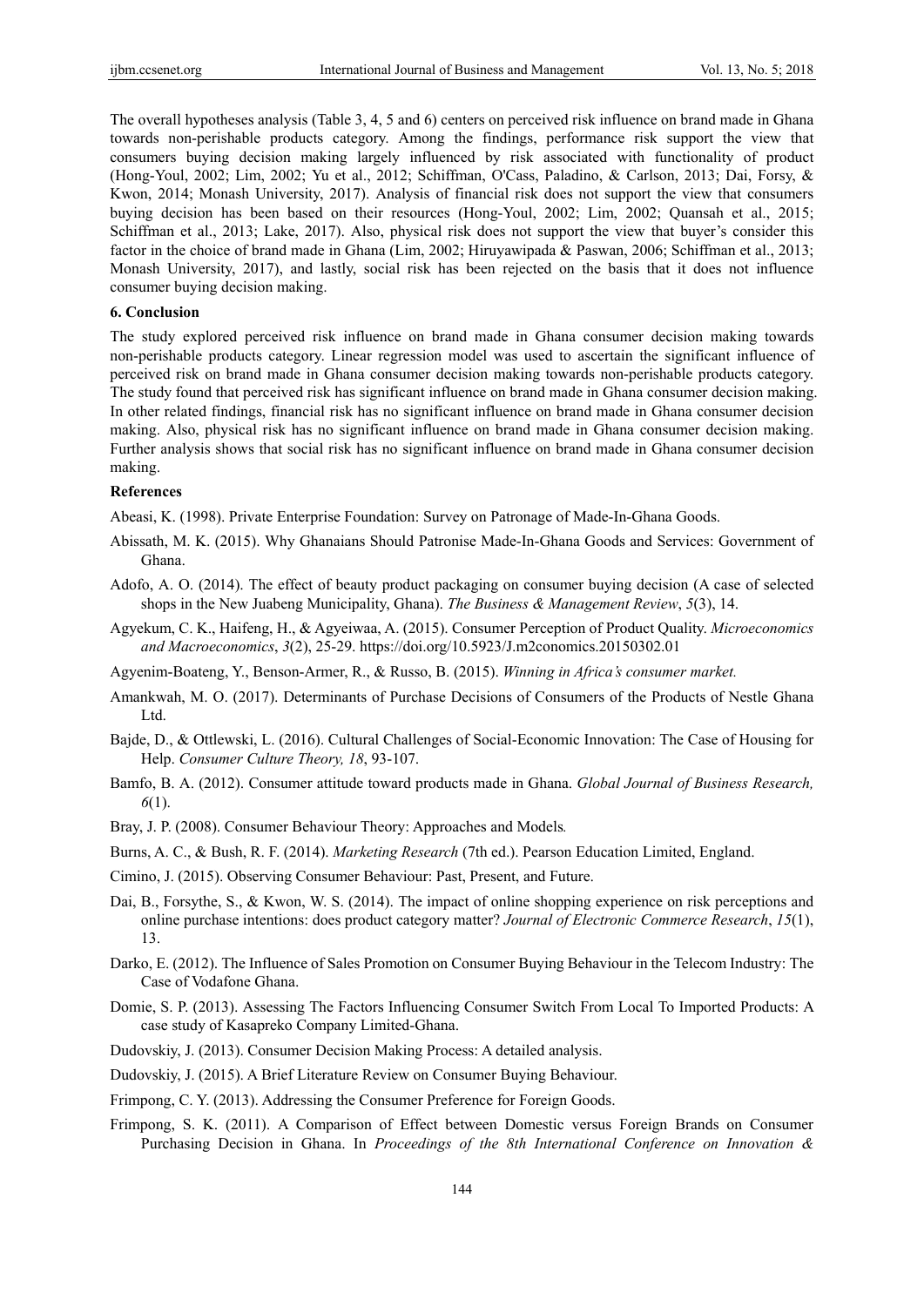The overall hypotheses analysis (Table 3, 4, 5 and 6) centers on perceived risk influence on brand made in Ghana towards non-perishable products category. Among the findings, performance risk support the view that consumers buying decision making largely influenced by risk associated with functionality of product (Hong-Youl, 2002; Lim, 2002; Yu et al., 2012; Schiffman, O'Cass, Paladino, & Carlson, 2013; Dai, Forsy, & Kwon, 2014; Monash University, 2017). Analysis of financial risk does not support the view that consumers buying decision has been based on their resources (Hong-Youl, 2002; Lim, 2002; Quansah et al., 2015; Schiffman et al., 2013; Lake, 2017). Also, physical risk does not support the view that buyer's consider this factor in the choice of brand made in Ghana (Lim, 2002; Hiruyawipada & Paswan, 2006; Schiffman et al., 2013; Monash University, 2017), and lastly, social risk has been rejected on the basis that it does not influence consumer buying decision making.

## 6. Conclusion

The study explored perceived risk influence on brand made in Ghana consumer decision making towards non-perishable products category. Linear regression model was used to ascertain the significant influence of perceived risk on brand made in Ghana consumer decision making towards non-perishable products category. The study found that perceived risk has significant influence on brand made in Ghana consumer decision making. In other related findings, financial risk has no significant influence on brand made in Ghana consumer decision making. Also, physical risk has no significant influence on brand made in Ghana consumer decision making. Further analysis shows that social risk has no significant influence on brand made in Ghana consumer decision making.

## References

Abeasi, K. (1998). Private Enterprise Foundation: Survey on Patronage of Made-In-Ghana Goods.

Abissath, M. K. (2015). Why Ghanaians Should Patronise Made-In-Ghana Goods and Services: Government of Ghana.

Adofo, A. O. (2014). The effect of beauty product packaging on consumer buying decision (A case of selected shops in the New Juabeng Municipality, Ghana). *The Business & Management Review*, *5*(3), 14.

Agyekum, C. K., Haifeng, H., & Agyeiwaa, A. (2015). Consumer Perception of Product Quality. *Microeconomics and Macroeconomics*, *3*(2), 25-29. https://doi.org/10.5923/J.m2conomics.20150302.01

Agyenim-Boateng, Y., Benson-Armer, R., & Russo, B. (2015). *Winning in Africa's consumer market.*

Amankwah, M. O. (2017). Determinants of Purchase Decisions of Consumers of the Products of Nestle Ghana Ltd.

Bajde, D., & Ottlewski, L. (2016). Cultural Challenges of Social-Economic Innovation: The Case of Housing for Help. *Consumer Culture Theory, 18*, 93-107.

Bamfo, B. A. (2012). Consumer attitude toward products made in Ghana. *Global Journal of Business Research, 6*(1).

Bray, J. P. (2008). Consumer Behaviour Theory: Approaches and Models*.*

Burns, A. C., & Bush, R. F. (2014). *Marketing Research* (7th ed.). Pearson Education Limited, England.

Cimino, J. (2015). Observing Consumer Behaviour: Past, Present, and Future.

Dai, B., Forsythe, S., & Kwon, W. S. (2014). The impact of online shopping experience on risk perceptions and online purchase intentions: does product category matter? *Journal of Electronic Commerce Research*, *15*(1), 13.

Darko, E. (2012). The Influence of Sales Promotion on Consumer Buying Behaviour in the Telecom Industry: The Case of Vodafone Ghana.

Domie, S. P. (2013). Assessing The Factors Influencing Consumer Switch From Local To Imported Products: A case study of Kasapreko Company Limited-Ghana.

Dudovskiy, J. (2013). Consumer Decision Making Process: A detailed analysis.

Dudovskiy, J. (2015). A Brief Literature Review on Consumer Buying Behaviour.

Frimpong, C. Y. (2013). Addressing the Consumer Preference for Foreign Goods.

Frimpong, S. K. (2011). A Comparison of Effect between Domestic versus Foreign Brands on Consumer Purchasing Decision in Ghana. In *Proceedings of the 8th International Conference on Innovation &*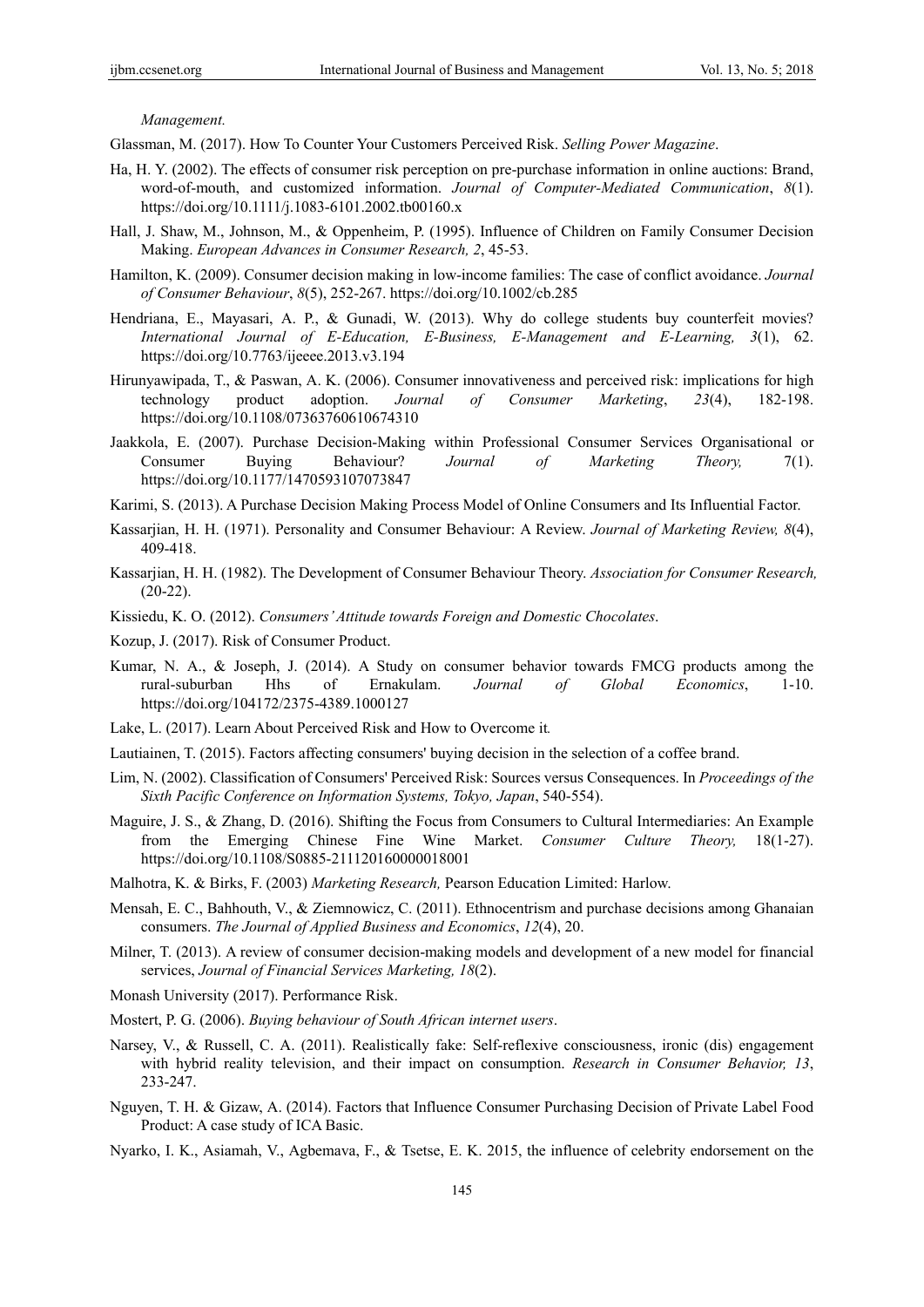*Management.*

Glassman, M. (2017). How To Counter Your Customers Perceived Risk. *Selling Power Magazine*.

Ha, H. Y. (2002). The effects of consumer risk perception on pre-purchase information in online auctions: Brand, word-of-mouth, and customized information. *Journal of Computer-Mediated Communication*, *8*(1). https://doi.org/10.1111/j.1083-6101.2002.tb00160.x

Hall, J. Shaw, M., Johnson, M., & Oppenheim, P. (1995). Influence of Children on Family Consumer Decision Making. *European Advances in Consumer Research, 2*, 45-53.

Hamilton, K. (2009). Consumer decision making in low-income families: The case of conflict avoidance. *Journal of Consumer Behaviour*, *8*(5), 252-267. https://doi.org/10.1002/cb.285

Hendriana, E., Mayasari, A. P., & Gunadi, W. (2013). Why do college students buy counterfeit movies? *International Journal of E-Education, E-Business, E-Management and E-Learning, 3*(1), 62. https://doi.org/10.7763/ijeeee.2013.v3.194

Hirunyawipada, T., & Paswan, A. K. (2006). Consumer innovativeness and perceived risk: implications for high technology product adoption. *Journal of Consumer Marketing*, *23*(4), 182-198. https://doi.org/10.1108/07363760610674310

Jaakkola, E. (2007). Purchase Decision-Making within Professional Consumer Services Organisational or Consumer Buying Behaviour? *Journal of Marketing Theory,* 7(1). https://doi.org/10.1177/1470593107073847

Karimi, S. (2013). A Purchase Decision Making Process Model of Online Consumers and Its Influential Factor.

Kassarjian, H. H. (1971). Personality and Consumer Behaviour: A Review. *Journal of Marketing Review, 8*(4), 409-418.

Kassarjian, H. H. (1982). The Development of Consumer Behaviour Theory. *Association for Consumer Research,* (20-22).

Kissiedu, K. O. (2012). *Consumers' Attitude towards Foreign and Domestic Chocolates*.

Kozup, J. (2017). Risk of Consumer Product.

Kumar, N. A., & Joseph, J. (2014). A Study on consumer behavior towards FMCG products among the rural-suburban Hhs of Ernakulam. *Journal of Global Economics*, 1-10. https://doi.org/104172/2375-4389.1000127

Lake, L. (2017). Learn About Perceived Risk and How to Overcome it*.*

Lautiainen, T. (2015). Factors affecting consumers' buying decision in the selection of a coffee brand.

Lim, N. (2002). Classification of Consumers' Perceived Risk: Sources versus Consequences. In *Proceedings of the Sixth Pacific Conference on Information Systems, Tokyo, Japan*, 540-554).

Maguire, J. S., & Zhang, D. (2016). Shifting the Focus from Consumers to Cultural Intermediaries: An Example from the Emerging Chinese Fine Wine Market. *Consumer Culture Theory,* 18(1-27). https://doi.org/10.1108/S0885-211120160000018001

Malhotra, K. & Birks, F. (2003) *Marketing Research,* Pearson Education Limited: Harlow.

Mensah, E. C., Bahhouth, V., & Ziemnowicz, C. (2011). Ethnocentrism and purchase decisions among Ghanaian consumers. *The Journal of Applied Business and Economics*, *12*(4), 20.

Milner, T. (2013). A review of consumer decision-making models and development of a new model for financial services, *Journal of Financial Services Marketing, 18*(2).

Monash University (2017). Performance Risk.

Mostert, P. G. (2006). *Buying behaviour of South African internet users*.

Narsey, V., & Russell, C. A. (2011). Realistically fake: Self-reflexive consciousness, ironic (dis) engagement with hybrid reality television, and their impact on consumption. *Research in Consumer Behavior, 13*, 233-247.

Nguyen, T. H. & Gizaw, A. (2014). Factors that Influence Consumer Purchasing Decision of Private Label Food Product: A case study of ICA Basic.

Nyarko, I. K., Asiamah, V., Agbemava, F., & Tsetse, E. K. 2015, the influence of celebrity endorsement on the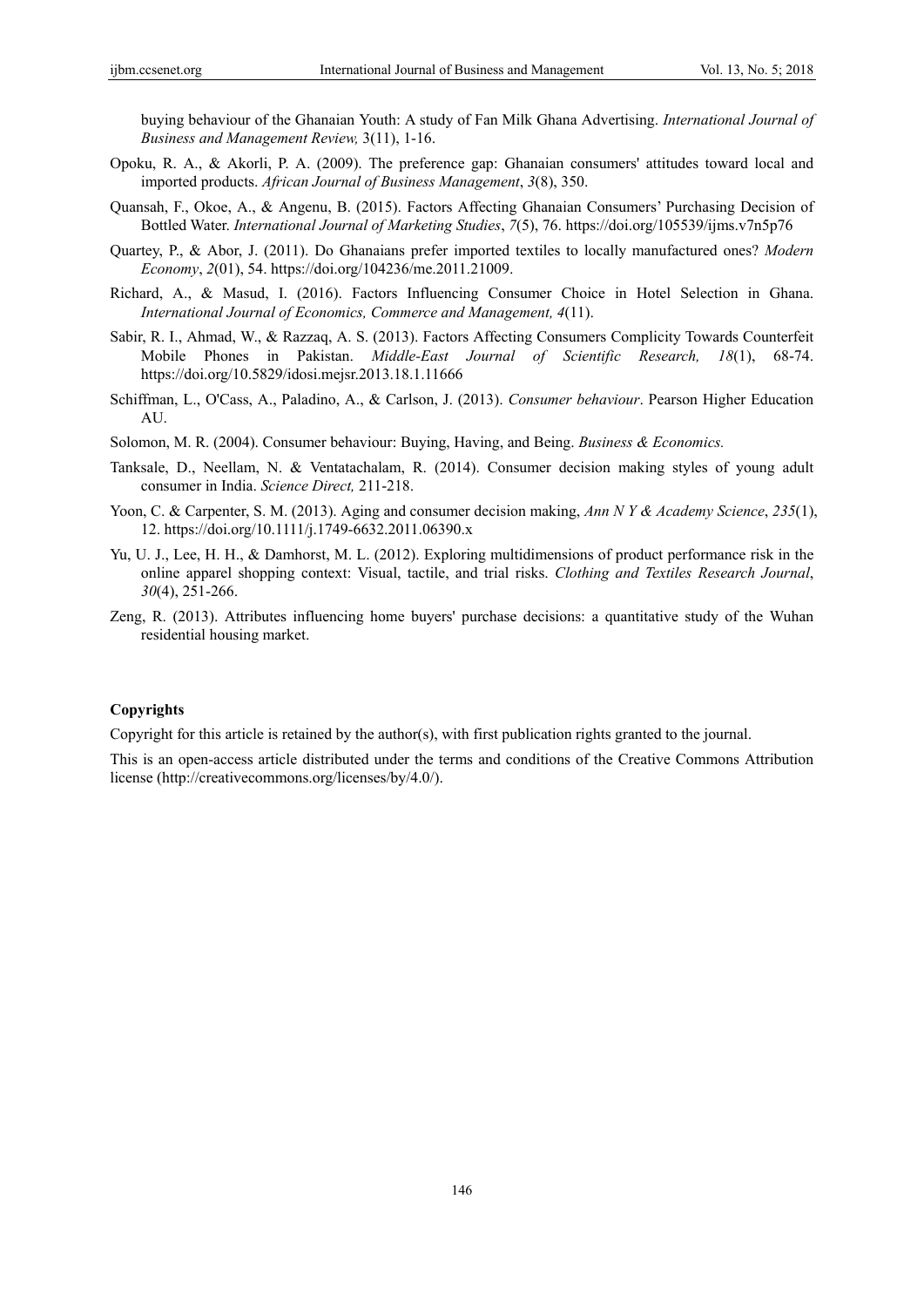buying behaviour of the Ghanaian Youth: A study of Fan Milk Ghana Advertising. *International Journal of Business and Management Review,* 3(11), 1-16.

Opoku, R. A., & Akorli, P. A. (2009). The preference gap: Ghanaian consumers' attitudes toward local and imported products. *African Journal of Business Management*, *3*(8), 350.

Quansah, F., Okoe, A., & Angenu, B. (2015). Factors Affecting Ghanaian Consumers' Purchasing Decision of Bottled Water. *International Journal of Marketing Studies*, *7*(5), 76. https://doi.org/105539/ijms.v7n5p76

Quartey, P., & Abor, J. (2011). Do Ghanaians prefer imported textiles to locally manufactured ones? *Modern Economy*, *2*(01), 54. https://doi.org/104236/me.2011.21009.

Richard, A., & Masud, I. (2016). Factors Influencing Consumer Choice in Hotel Selection in Ghana. *International Journal of Economics, Commerce and Management, 4*(11).

Sabir, R. I., Ahmad, W., & Razzaq, A. S. (2013). Factors Affecting Consumers Complicity Towards Counterfeit Mobile Phones in Pakistan. *Middle-East Journal of Scientific Research, 18*(1), 68-74. https://doi.org/10.5829/idosi.mejsr.2013.18.1.11666

Schiffman, L., O'Cass, A., Paladino, A., & Carlson, J. (2013). *Consumer behaviour*. Pearson Higher Education AU.

Solomon, M. R. (2004). Consumer behaviour: Buying, Having, and Being. *Business & Economics.*

Tanksale, D., Neellam, N. & Ventatachalam, R. (2014). Consumer decision making styles of young adult consumer in India. *Science Direct,* 211-218.

Yoon, C. & Carpenter, S. M. (2013). Aging and consumer decision making, *Ann N Y & Academy Science*, *235*(1), 12. https://doi.org/10.1111/j.1749-6632.2011.06390.x

Yu, U. J., Lee, H. H., & Damhorst, M. L. (2012). Exploring multidimensions of product performance risk in the online apparel shopping context: Visual, tactile, and trial risks. *Clothing and Textiles Research Journal*, *30*(4), 251-266.

Zeng, R. (2013). Attributes influencing home buyers' purchase decisions: a quantitative study of the Wuhan residential housing market.

**Copyrights**

Copyright for this article is retained by the author(s), with first publication rights granted to the journal.

This is an open-access article distributed under the terms and conditions of the Creative Commons Attribution license (http://creativecommons.org/licenses/by/4.0/).